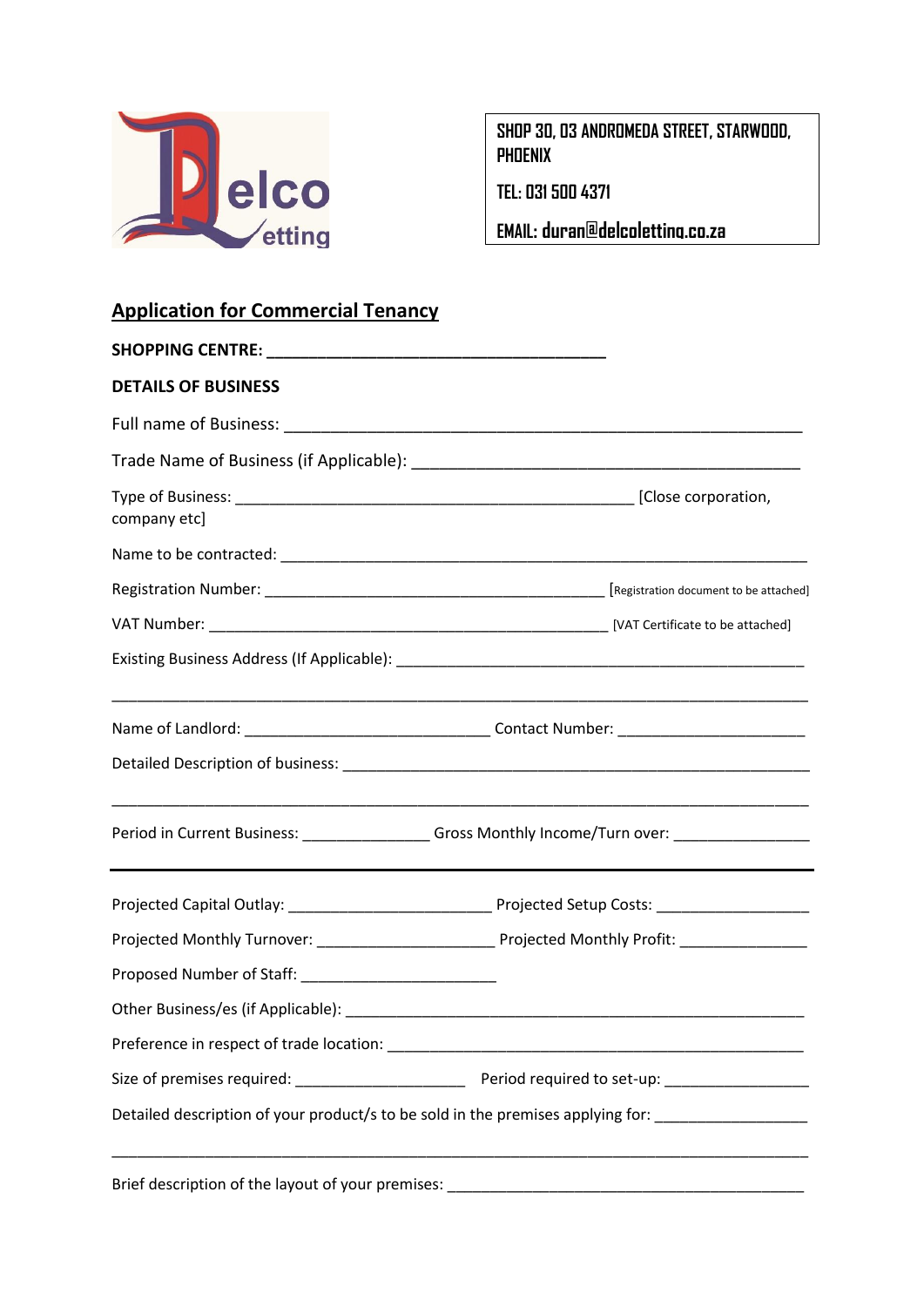Delco Letting

SHOP 30, 03 ANDROMEDA STREET, STARWOOD, PHOENIX

TEL: 031 500 4371

EMAIL: duran@delcoletting.co.za

## Application for Commercial Tenancy

**SHOPPING CENTRE: ______________________________________**

**DETAILS OF BUSINESS**

Full name of Business: ___________________________________________________________

Trade Name of Business (if Applicable): ___________________________________________

Type of Business: _____________________________________________ [Close corporation, company etc]

Name to be contracted: ______________________________________________________________

Registration Number: ______________________________________ [Registration document to be attached]

VAT Number: ______________________________________________ [VAT Certificate to be attached]

Existing Business Address (If Applicable): ______________________________________________

_____________________________________________________________________________

Name of Landlord: ___________________________ Contact Number: _____________________

Detailed Description of business: ______________________________________________________

_____________________________________________________________________________

Period in Current Business: ______________ Gross Monthly Income/Turn over: _______________

---

Projected Capital Outlay: ______________________ Projected Setup Costs: _________________

Projected Monthly Turnover: ____________________ Projected Monthly Profit: ______________

Proposed Number of Staff: ______________________

Other Business/es (if Applicable): ______________________________________________________

Preference in respect of trade location: __________________________________________________

Size of premises required: ___________________ Period required to set-up: ________________

Detailed description of your product/s to be sold in the premises applying for: _________________

_____________________________________________________________________________

Brief description of the layout of your premises: __________________________________________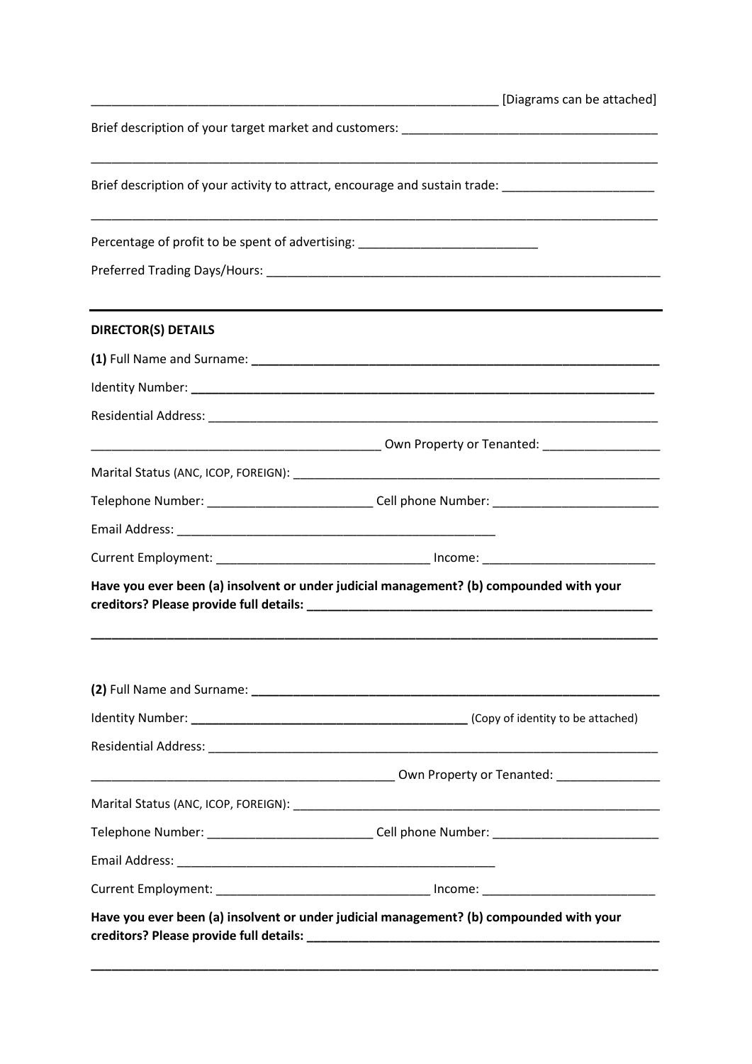________________________________________________________________ [Diagrams can be attached]

Brief description of your target market and customers: ______________________________________

________________________________________________________________________________________

Brief description of your activity to attract, encourage and sustain trade: ______________________

________________________________________________________________________________________

Percentage of profit to be spent of advertising: __________________________

Preferred Trading Days/Hours: ____________________________________________________________

---

**DIRECTOR(S) DETAILS**

**(1)** Full Name and Surname: ______________________________________________________________

Identity Number: ______________________________________________________________________

Residential Address: ____________________________________________________________________

___________________________________________ Own Property or Tenanted: _________________

Marital Status (ANC, ICOP, FOREIGN): _______________________________________________________

Telephone Number: ________________________ Cell phone Number: ________________________

Email Address: _________________________________________________

Current Employment: _______________________________ Income: _________________________

**Have you ever been (a) insolvent or under judicial management? (b) compounded with your creditors? Please provide full details: ____________________________________________________**

**________________________________________________________________________________________**

**(2)** Full Name and Surname: ______________________________________________________________

Identity Number: _________________________________________ (Copy of identity to be attached)

Residential Address: ____________________________________________________________________

_____________________________________________ Own Property or Tenanted: _______________

Marital Status (ANC, ICOP, FOREIGN): _______________________________________________________

Telephone Number: ________________________ Cell phone Number: ________________________

Email Address: _________________________________________________

Current Employment: _______________________________ Income: _________________________

**Have you ever been (a) insolvent or under judicial management? (b) compounded with your creditors? Please provide full details: ____________________________________________________**

**________________________________________________________________________________________**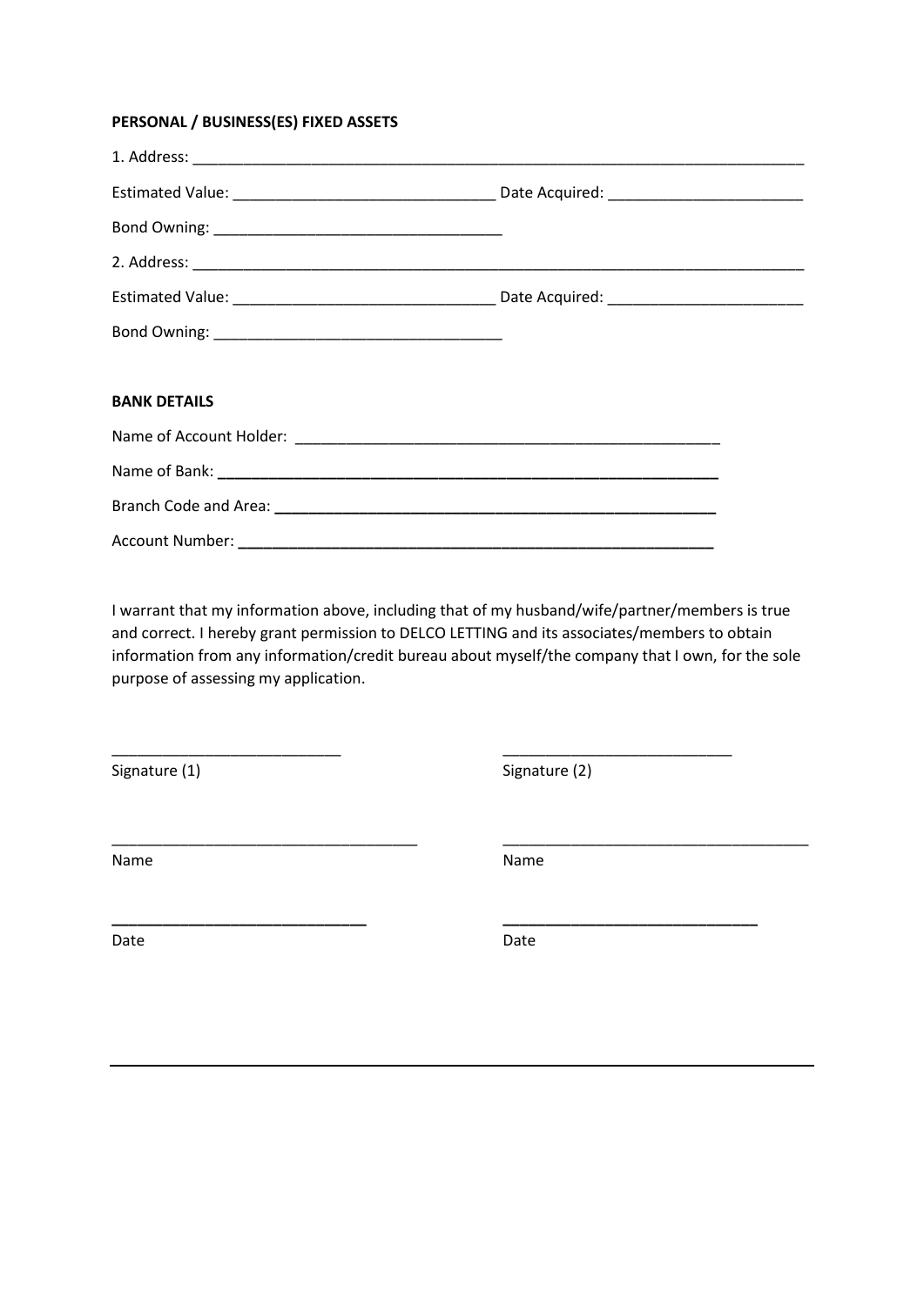**PERSONAL / BUSINESS(ES) FIXED ASSETS**

1. Address: ____________________________________________________________________________

Estimated Value: ______________________________ Date Acquired: ______________________

Bond Owning: _________________________________

2. Address: ____________________________________________________________________________

Estimated Value: ______________________________ Date Acquired: ______________________

Bond Owning: _________________________________

**BANK DETAILS**

Name of Account Holder: _________________________________________________

Name of Bank: ___________________________________________________________

Branch Code and Area: ____________________________________________________

Account Number: ________________________________________________________

I warrant that my information above, including that of my husband/wife/partner/members is true and correct. I hereby grant permission to DELCO LETTING and its associates/members to obtain information from any information/credit bureau about myself/the company that I own, for the sole purpose of assessing my application.

___________________________ Signature (1)

___________________________ Signature (2)

___________________________________ Name

___________________________________ Name

_____________________________ Date

_____________________________ Date